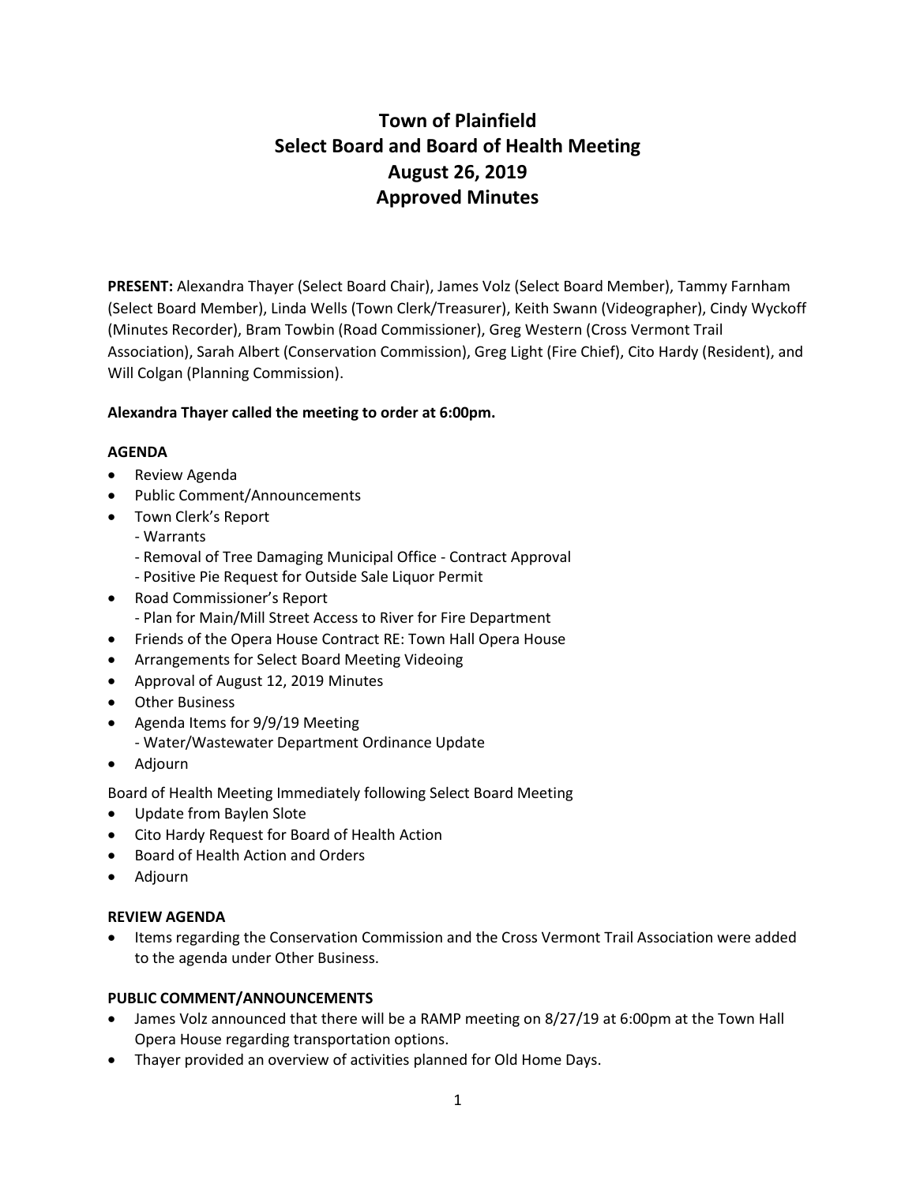# Town of Plainfield
# Select Board and Board of Health Meeting
# August 26, 2019
# Approved Minutes

**PRESENT:** Alexandra Thayer (Select Board Chair), James Volz (Select Board Member), Tammy Farnham (Select Board Member), Linda Wells (Town Clerk/Treasurer), Keith Swann (Videographer), Cindy Wyckoff (Minutes Recorder), Bram Towbin (Road Commissioner), Greg Western (Cross Vermont Trail Association), Sarah Albert (Conservation Commission), Greg Light (Fire Chief), Cito Hardy (Resident), and Will Colgan (Planning Commission).

**Alexandra Thayer called the meeting to order at 6:00pm.**

**AGENDA**

- Review Agenda
- Public Comment/Announcements
- Town Clerk's Report
  - Warrants
  - Removal of Tree Damaging Municipal Office - Contract Approval
  - Positive Pie Request for Outside Sale Liquor Permit
- Road Commissioner's Report
  - Plan for Main/Mill Street Access to River for Fire Department
- Friends of the Opera House Contract RE: Town Hall Opera House
- Arrangements for Select Board Meeting Videoing
- Approval of August 12, 2019 Minutes
- Other Business
- Agenda Items for 9/9/19 Meeting
  - Water/Wastewater Department Ordinance Update
- Adjourn

Board of Health Meeting Immediately following Select Board Meeting

- Update from Baylen Slote
- Cito Hardy Request for Board of Health Action
- Board of Health Action and Orders
- Adjourn

**REVIEW AGENDA**

- Items regarding the Conservation Commission and the Cross Vermont Trail Association were added to the agenda under Other Business.

**PUBLIC COMMENT/ANNOUNCEMENTS**

- James Volz announced that there will be a RAMP meeting on 8/27/19 at 6:00pm at the Town Hall Opera House regarding transportation options.
- Thayer provided an overview of activities planned for Old Home Days.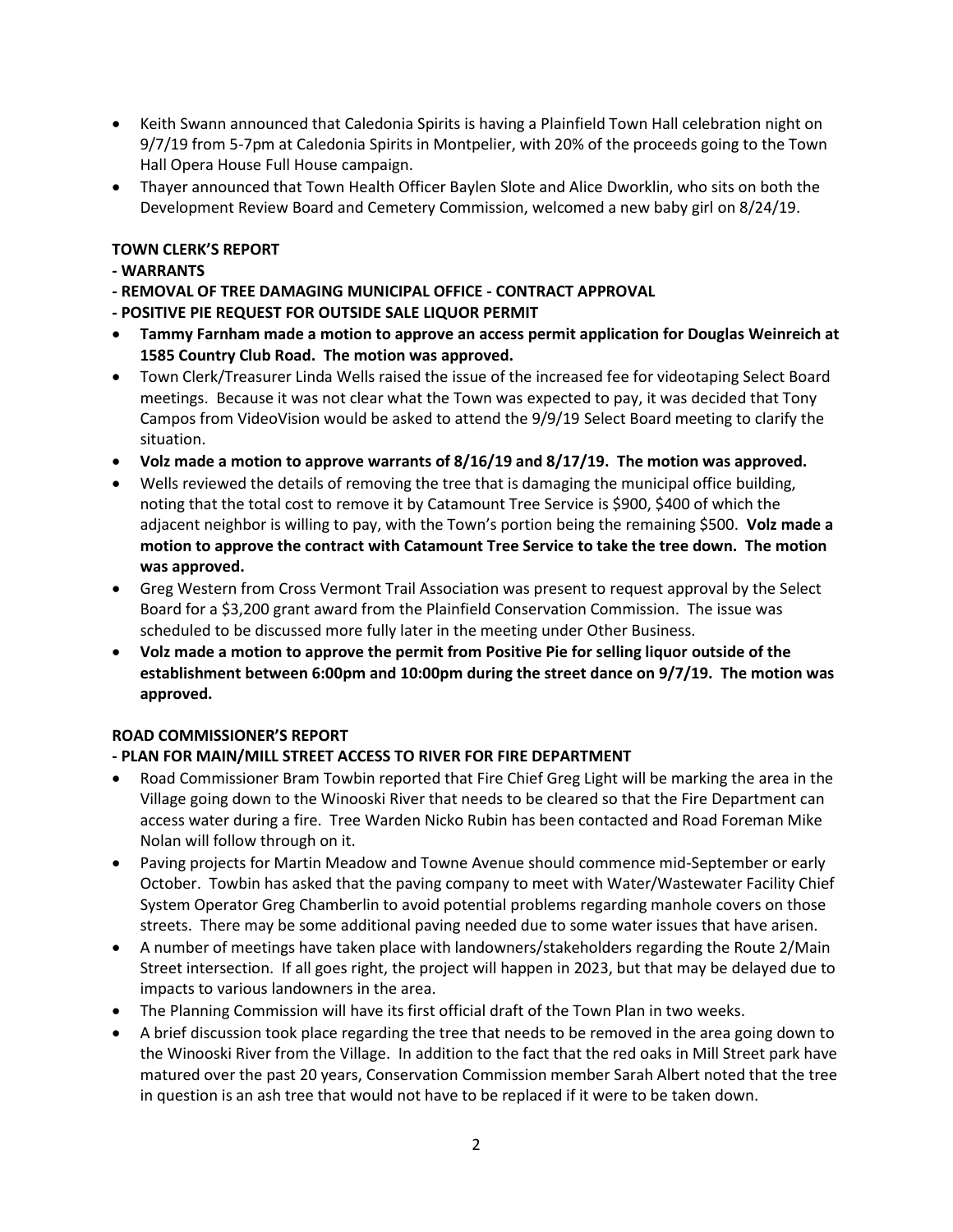- Keith Swann announced that Caledonia Spirits is having a Plainfield Town Hall celebration night on 9/7/19 from 5-7pm at Caledonia Spirits in Montpelier, with 20% of the proceeds going to the Town Hall Opera House Full House campaign.
- Thayer announced that Town Health Officer Baylen Slote and Alice Dworklin, who sits on both the Development Review Board and Cemetery Commission, welcomed a new baby girl on 8/24/19.

**TOWN CLERK'S REPORT**

**- WARRANTS**

**- REMOVAL OF TREE DAMAGING MUNICIPAL OFFICE - CONTRACT APPROVAL**

**- POSITIVE PIE REQUEST FOR OUTSIDE SALE LIQUOR PERMIT**

- **Tammy Farnham made a motion to approve an access permit application for Douglas Weinreich at 1585 Country Club Road. The motion was approved.**
- Town Clerk/Treasurer Linda Wells raised the issue of the increased fee for videotaping Select Board meetings. Because it was not clear what the Town was expected to pay, it was decided that Tony Campos from VideoVision would be asked to attend the 9/9/19 Select Board meeting to clarify the situation.
- **Volz made a motion to approve warrants of 8/16/19 and 8/17/19. The motion was approved.**
- Wells reviewed the details of removing the tree that is damaging the municipal office building, noting that the total cost to remove it by Catamount Tree Service is $900, $400 of which the adjacent neighbor is willing to pay, with the Town's portion being the remaining $500. **Volz made a motion to approve the contract with Catamount Tree Service to take the tree down. The motion was approved.**
- Greg Western from Cross Vermont Trail Association was present to request approval by the Select Board for a $3,200 grant award from the Plainfield Conservation Commission. The issue was scheduled to be discussed more fully later in the meeting under Other Business.
- **Volz made a motion to approve the permit from Positive Pie for selling liquor outside of the establishment between 6:00pm and 10:00pm during the street dance on 9/7/19. The motion was approved.**

**ROAD COMMISSIONER'S REPORT**

**- PLAN FOR MAIN/MILL STREET ACCESS TO RIVER FOR FIRE DEPARTMENT**

- Road Commissioner Bram Towbin reported that Fire Chief Greg Light will be marking the area in the Village going down to the Winooski River that needs to be cleared so that the Fire Department can access water during a fire. Tree Warden Nicko Rubin has been contacted and Road Foreman Mike Nolan will follow through on it.
- Paving projects for Martin Meadow and Towne Avenue should commence mid-September or early October. Towbin has asked that the paving company to meet with Water/Wastewater Facility Chief System Operator Greg Chamberlin to avoid potential problems regarding manhole covers on those streets. There may be some additional paving needed due to some water issues that have arisen.
- A number of meetings have taken place with landowners/stakeholders regarding the Route 2/Main Street intersection. If all goes right, the project will happen in 2023, but that may be delayed due to impacts to various landowners in the area.
- The Planning Commission will have its first official draft of the Town Plan in two weeks.
- A brief discussion took place regarding the tree that needs to be removed in the area going down to the Winooski River from the Village. In addition to the fact that the red oaks in Mill Street park have matured over the past 20 years, Conservation Commission member Sarah Albert noted that the tree in question is an ash tree that would not have to be replaced if it were to be taken down.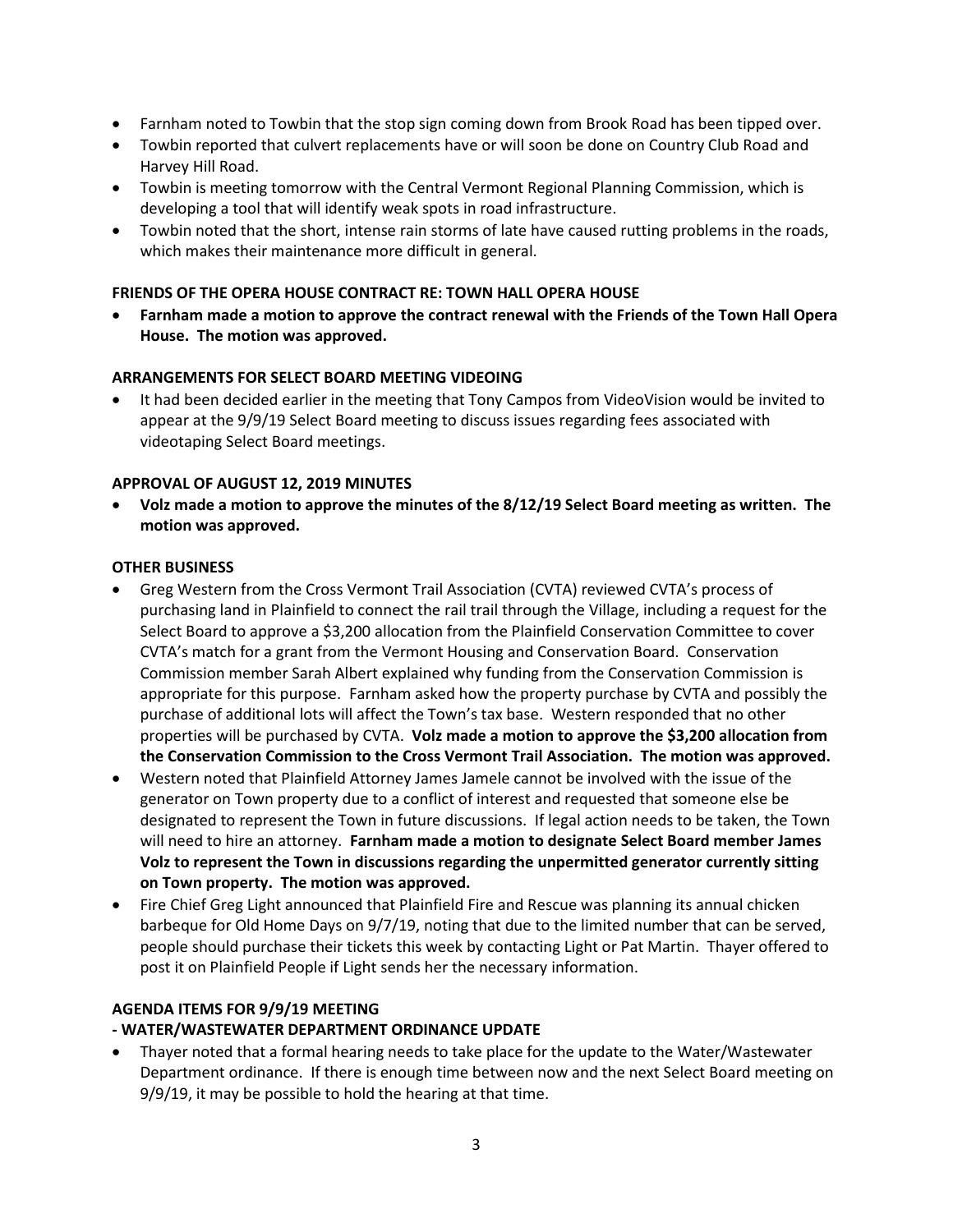- Farnham noted to Towbin that the stop sign coming down from Brook Road has been tipped over.
- Towbin reported that culvert replacements have or will soon be done on Country Club Road and Harvey Hill Road.
- Towbin is meeting tomorrow with the Central Vermont Regional Planning Commission, which is developing a tool that will identify weak spots in road infrastructure.
- Towbin noted that the short, intense rain storms of late have caused rutting problems in the roads, which makes their maintenance more difficult in general.

**FRIENDS OF THE OPERA HOUSE CONTRACT RE: TOWN HALL OPERA HOUSE**

- **Farnham made a motion to approve the contract renewal with the Friends of the Town Hall Opera House. The motion was approved.**

**ARRANGEMENTS FOR SELECT BOARD MEETING VIDEOING**

- It had been decided earlier in the meeting that Tony Campos from VideoVision would be invited to appear at the 9/9/19 Select Board meeting to discuss issues regarding fees associated with videotaping Select Board meetings.

**APPROVAL OF AUGUST 12, 2019 MINUTES**

- **Volz made a motion to approve the minutes of the 8/12/19 Select Board meeting as written. The motion was approved.**

**OTHER BUSINESS**

- Greg Western from the Cross Vermont Trail Association (CVTA) reviewed CVTA's process of purchasing land in Plainfield to connect the rail trail through the Village, including a request for the Select Board to approve a $3,200 allocation from the Plainfield Conservation Committee to cover CVTA's match for a grant from the Vermont Housing and Conservation Board. Conservation Commission member Sarah Albert explained why funding from the Conservation Commission is appropriate for this purpose. Farnham asked how the property purchase by CVTA and possibly the purchase of additional lots will affect the Town's tax base. Western responded that no other properties will be purchased by CVTA. **Volz made a motion to approve the $3,200 allocation from the Conservation Commission to the Cross Vermont Trail Association. The motion was approved.**
- Western noted that Plainfield Attorney James Jamele cannot be involved with the issue of the generator on Town property due to a conflict of interest and requested that someone else be designated to represent the Town in future discussions. If legal action needs to be taken, the Town will need to hire an attorney. **Farnham made a motion to designate Select Board member James Volz to represent the Town in discussions regarding the unpermitted generator currently sitting on Town property. The motion was approved.**
- Fire Chief Greg Light announced that Plainfield Fire and Rescue was planning its annual chicken barbeque for Old Home Days on 9/7/19, noting that due to the limited number that can be served, people should purchase their tickets this week by contacting Light or Pat Martin. Thayer offered to post it on Plainfield People if Light sends her the necessary information.

**AGENDA ITEMS FOR 9/9/19 MEETING**

**- WATER/WASTEWATER DEPARTMENT ORDINANCE UPDATE**

- Thayer noted that a formal hearing needs to take place for the update to the Water/Wastewater Department ordinance. If there is enough time between now and the next Select Board meeting on 9/9/19, it may be possible to hold the hearing at that time.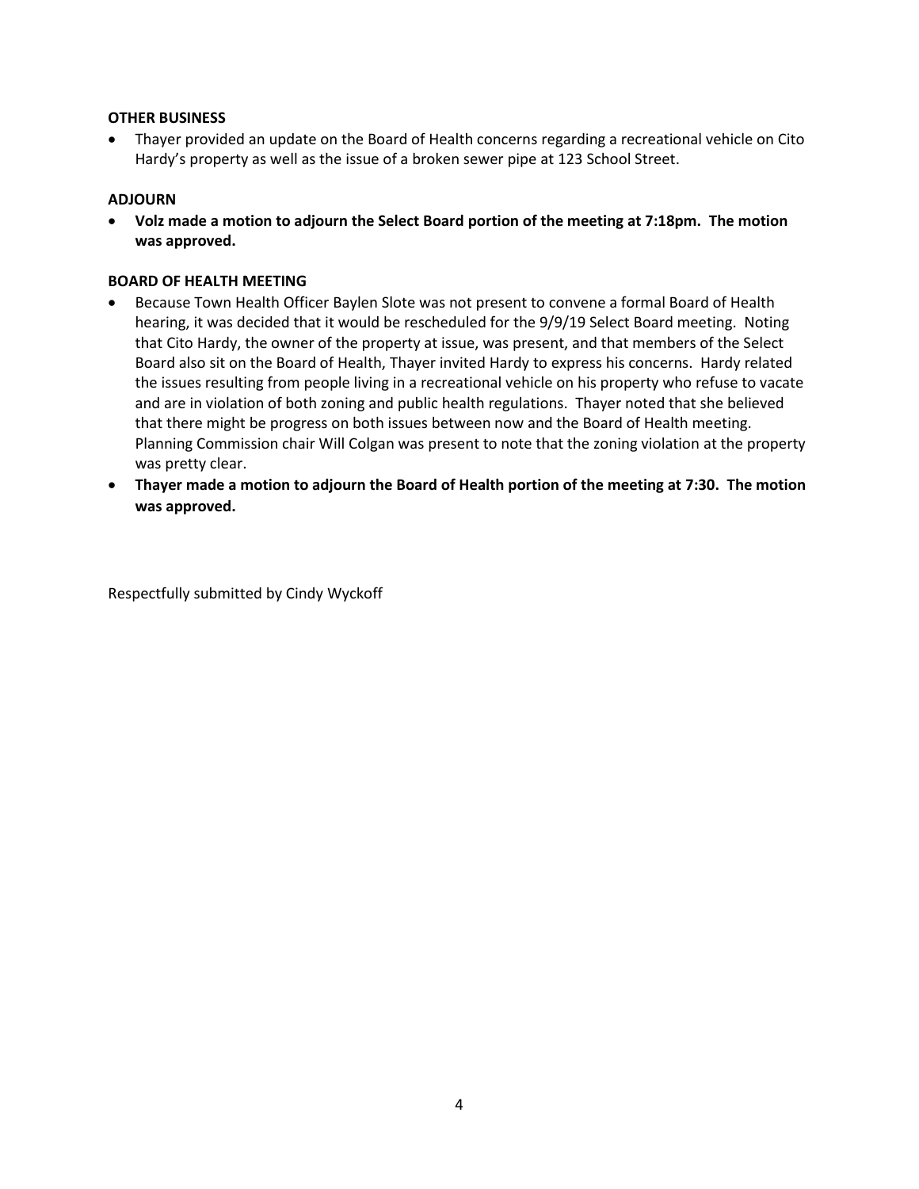**OTHER BUSINESS**

- Thayer provided an update on the Board of Health concerns regarding a recreational vehicle on Cito Hardy's property as well as the issue of a broken sewer pipe at 123 School Street.

**ADJOURN**

- **Volz made a motion to adjourn the Select Board portion of the meeting at 7:18pm. The motion was approved.**

**BOARD OF HEALTH MEETING**

- Because Town Health Officer Baylen Slote was not present to convene a formal Board of Health hearing, it was decided that it would be rescheduled for the 9/9/19 Select Board meeting. Noting that Cito Hardy, the owner of the property at issue, was present, and that members of the Select Board also sit on the Board of Health, Thayer invited Hardy to express his concerns. Hardy related the issues resulting from people living in a recreational vehicle on his property who refuse to vacate and are in violation of both zoning and public health regulations. Thayer noted that she believed that there might be progress on both issues between now and the Board of Health meeting. Planning Commission chair Will Colgan was present to note that the zoning violation at the property was pretty clear.
- **Thayer made a motion to adjourn the Board of Health portion of the meeting at 7:30. The motion was approved.**

Respectfully submitted by Cindy Wyckoff